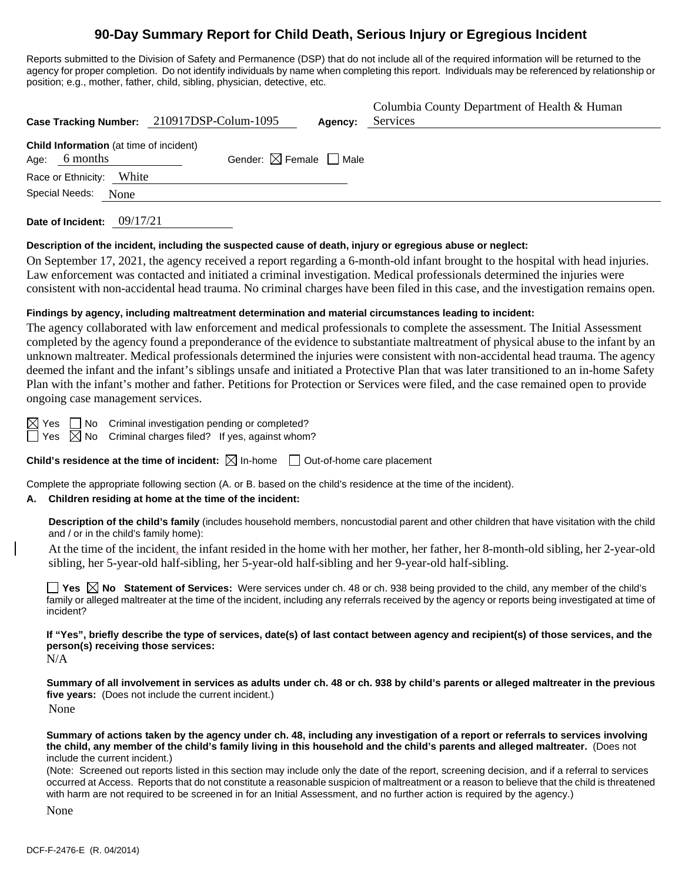# 90-Day Summary Report for Child Death, Serious Injury or Egregious Incident

Reports submitted to the Division of Safety and Permanence (DSP) that do not include all of the required information will be returned to the agency for proper completion. Do not identify individuals by name when completing this report. Individuals may be referenced by relationship or position; e.g., mother, father, child, sibling, physician, detective, etc.

**Case Tracking Number:** 210917DSP-Colum-1095 **Agency:** Columbia County Department of Health & Human Services

**Child Information** (at time of incident)

Age: 6 months Gender: ☒ Female ☐ Male

Race or Ethnicity: White

Special Needs: None

**Date of Incident:** 09/17/21

**Description of the incident, including the suspected cause of death, injury or egregious abuse or neglect:**

On September 17, 2021, the agency received a report regarding a 6-month-old infant brought to the hospital with head injuries. Law enforcement was contacted and initiated a criminal investigation. Medical professionals determined the injuries were consistent with non-accidental head trauma. No criminal charges have been filed in this case, and the investigation remains open.

**Findings by agency, including maltreatment determination and material circumstances leading to incident:**

The agency collaborated with law enforcement and medical professionals to complete the assessment. The Initial Assessment completed by the agency found a preponderance of the evidence to substantiate maltreatment of physical abuse to the infant by an unknown maltreater. Medical professionals determined the injuries were consistent with non-accidental head trauma. The agency deemed the infant and the infant's siblings unsafe and initiated a Protective Plan that was later transitioned to an in-home Safety Plan with the infant's mother and father. Petitions for Protection or Services were filed, and the case remained open to provide ongoing case management services.

☒ Yes ☐ No Criminal investigation pending or completed?

☐ Yes ☒ No Criminal charges filed? If yes, against whom?

**Child's residence at the time of incident:** ☒ In-home ☐ Out-of-home care placement

Complete the appropriate following section (A. or B. based on the child's residence at the time of the incident).

**A. Children residing at home at the time of the incident:**

**Description of the child's family** (includes household members, noncustodial parent and other children that have visitation with the child and / or in the child's family home):

At the time of the incident, the infant resided in the home with her mother, her father, her 8-month-old sibling, her 2-year-old sibling, her 5-year-old half-sibling, her 5-year-old half-sibling and her 9-year-old half-sibling.

☐ **Yes** ☒ **No Statement of Services:** Were services under ch. 48 or ch. 938 being provided to the child, any member of the child's family or alleged maltreater at the time of the incident, including any referrals received by the agency or reports being investigated at time of incident?

**If "Yes", briefly describe the type of services, date(s) of last contact between agency and recipient(s) of those services, and the person(s) receiving those services:**

N/A

**Summary of all involvement in services as adults under ch. 48 or ch. 938 by child's parents or alleged maltreater in the previous five years:** (Does not include the current incident.)

None

**Summary of actions taken by the agency under ch. 48, including any investigation of a report or referrals to services involving the child, any member of the child's family living in this household and the child's parents and alleged maltreater.** (Does not include the current incident.)

(Note: Screened out reports listed in this section may include only the date of the report, screening decision, and if a referral to services occurred at Access. Reports that do not constitute a reasonable suspicion of maltreatment or a reason to believe that the child is threatened with harm are not required to be screened in for an Initial Assessment, and no further action is required by the agency.)

None

DCF-F-2476-E (R. 04/2014)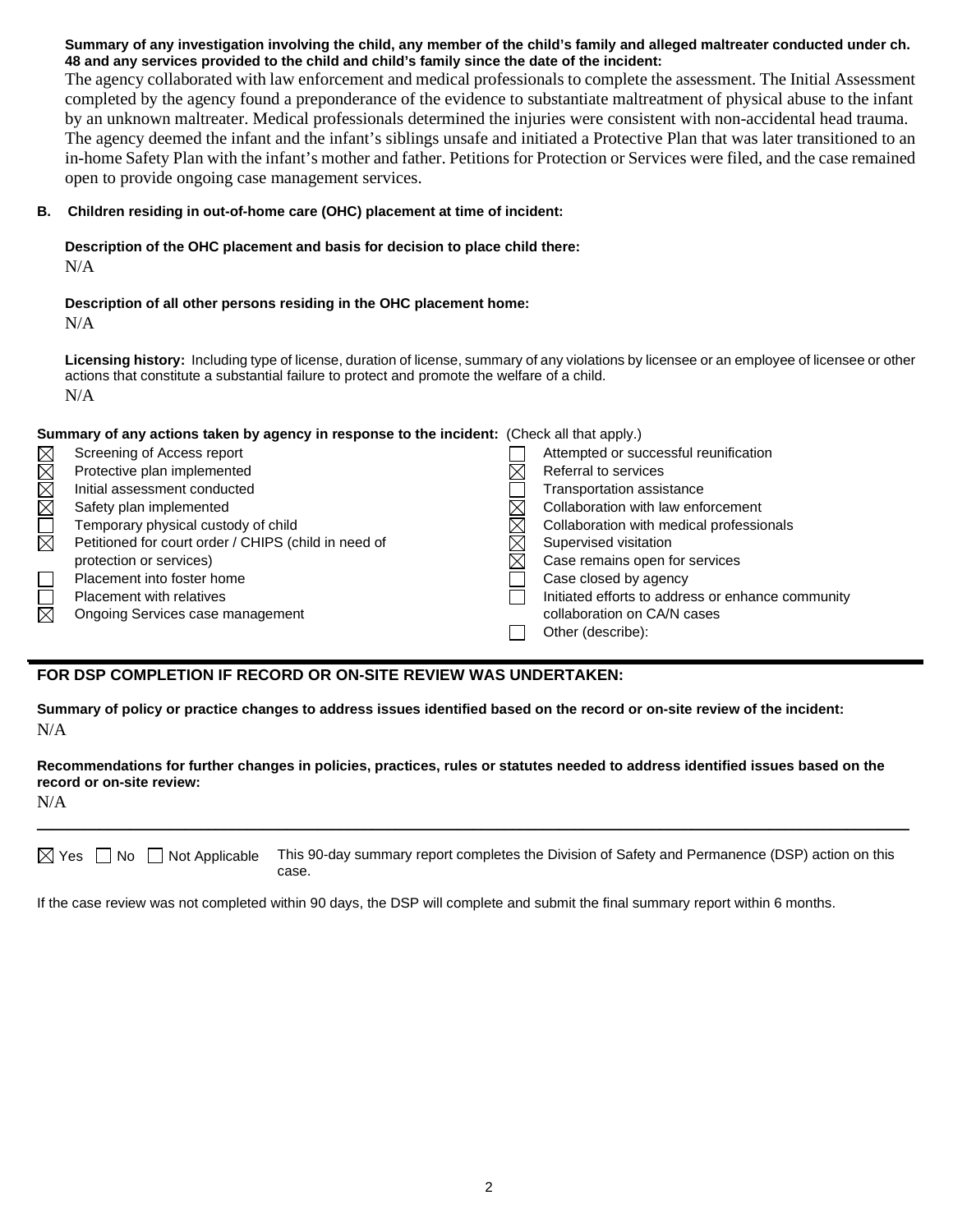**Summary of any investigation involving the child, any member of the child's family and alleged maltreater conducted under ch. 48 and any services provided to the child and child's family since the date of the incident:**

The agency collaborated with law enforcement and medical professionals to complete the assessment. The Initial Assessment completed by the agency found a preponderance of the evidence to substantiate maltreatment of physical abuse to the infant by an unknown maltreater. Medical professionals determined the injuries were consistent with non-accidental head trauma. The agency deemed the infant and the infant's siblings unsafe and initiated a Protective Plan that was later transitioned to an in-home Safety Plan with the infant's mother and father. Petitions for Protection or Services were filed, and the case remained open to provide ongoing case management services.

**B. Children residing in out-of-home care (OHC) placement at time of incident:**

**Description of the OHC placement and basis for decision to place child there:**

N/A

**Description of all other persons residing in the OHC placement home:**

N/A

**Licensing history:** Including type of license, duration of license, summary of any violations by licensee or an employee of licensee or other actions that constitute a substantial failure to protect and promote the welfare of a child.

N/A

**Summary of any actions taken by agency in response to the incident:** (Check all that apply.)

- ☒ Screening of Access report
- ☒ Protective plan implemented
- ☒ Initial assessment conducted
- ☒ Safety plan implemented
- ☐ Temporary physical custody of child
- ☒ Petitioned for court order / CHIPS (child in need of protection or services)
- ☐ Placement into foster home
- ☐ Placement with relatives
- ☒ Ongoing Services case management
- ☐ Attempted or successful reunification
- ☒ Referral to services
- ☐ Transportation assistance
- ☒ Collaboration with law enforcement
- ☒ Collaboration with medical professionals
- ☒ Supervised visitation
- ☒ Case remains open for services
- ☐ Case closed by agency
- ☐ Initiated efforts to address or enhance community collaboration on CA/N cases
- ☐ Other (describe):

## FOR DSP COMPLETION IF RECORD OR ON-SITE REVIEW WAS UNDERTAKEN:

**Summary of policy or practice changes to address issues identified based on the record or on-site review of the incident:**

N/A

**Recommendations for further changes in policies, practices, rules or statutes needed to address identified issues based on the record or on-site review:**

N/A

☒ Yes ☐ No ☐ Not Applicable This 90-day summary report completes the Division of Safety and Permanence (DSP) action on this case.

If the case review was not completed within 90 days, the DSP will complete and submit the final summary report within 6 months.